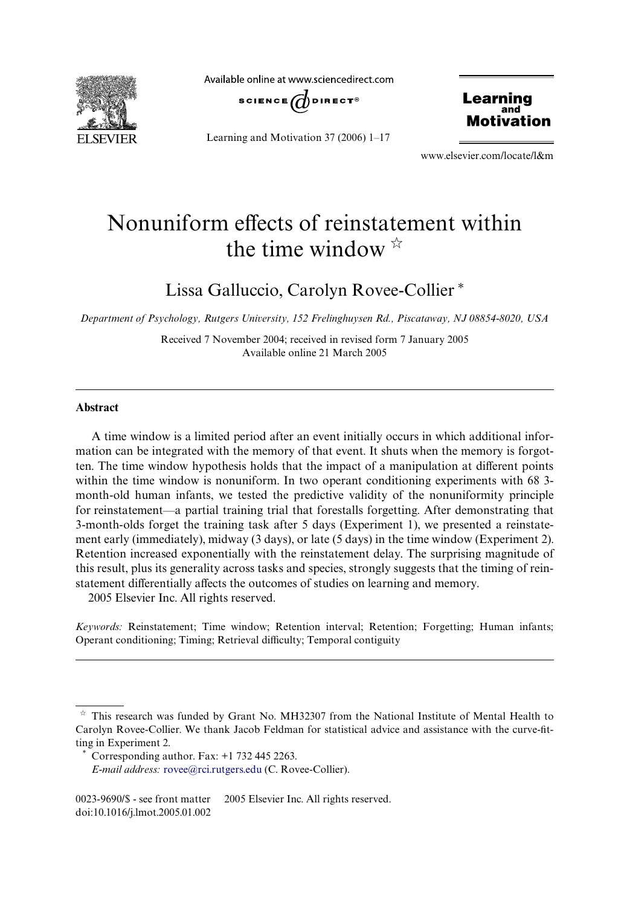# Nonuniform effects of reinstatement within the time window ☆

Lissa Galluccio, Carolyn Rovee-Collier *

*Department of Psychology, Rutgers University, 152 Frelinghuysen Rd., Piscataway, NJ 08854-8020, USA*

Received 7 November 2004; received in revised form 7 January 2005
Available online 21 March 2005

---

## Abstract

A time window is a limited period after an event initially occurs in which additional information can be integrated with the memory of that event. It shuts when the memory is forgotten. The time window hypothesis holds that the impact of a manipulation at different points within the time window is nonuniform. In two operant conditioning experiments with 68 3-month-old human infants, we tested the predictive validity of the nonuniformity principle for reinstatement—a partial training trial that forestalls forgetting. After demonstrating that 3-month-olds forget the training task after 5 days (Experiment 1), we presented a reinstatement early (immediately), midway (3 days), or late (5 days) in the time window (Experiment 2). Retention increased exponentially with the reinstatement delay. The surprising magnitude of this result, plus its generality across tasks and species, strongly suggests that the timing of reinstatement differentially affects the outcomes of studies on learning and memory.

2005 Elsevier Inc. All rights reserved.

*Keywords:* Reinstatement; Time window; Retention interval; Retention; Forgetting; Human infants; Operant conditioning; Timing; Retrieval difficulty; Temporal contiguity

---

☆ This research was funded by Grant No. MH32307 from the National Institute of Mental Health to Carolyn Rovee-Collier. We thank Jacob Feldman for statistical advice and assistance with the curve-fitting in Experiment 2.

\* Corresponding author. Fax: +1 732 445 2263.
*E-mail address:* rovee@rci.rutgers.edu (C. Rovee-Collier).

0023-9690/$ - see front matter 2005 Elsevier Inc. All rights reserved.
doi:10.1016/j.lmot.2005.01.002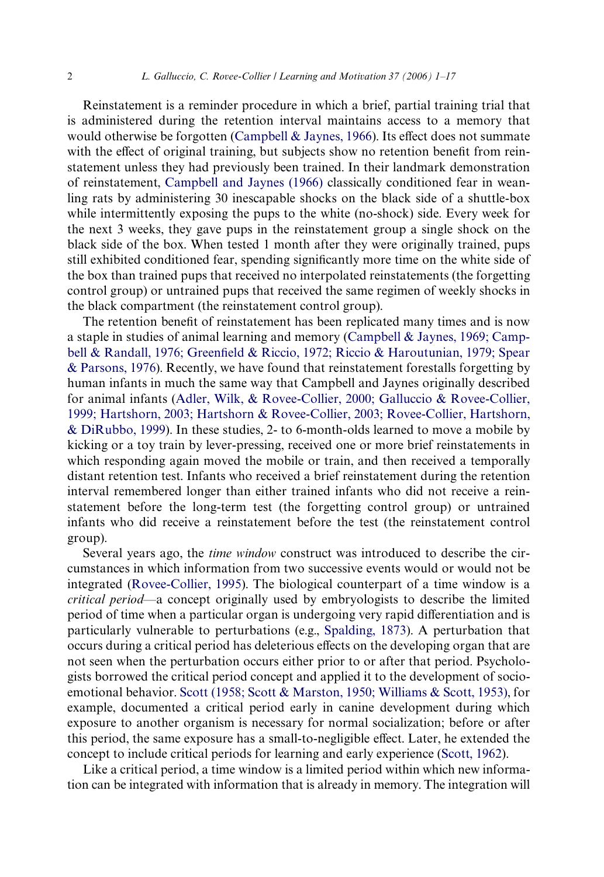Reinstatement is a reminder procedure in which a brief, partial training trial that is administered during the retention interval maintains access to a memory that would otherwise be forgotten (Campbell & Jaynes, 1966). Its effect does not summate with the effect of original training, but subjects show no retention benefit from reinstatement unless they had previously been trained. In their landmark demonstration of reinstatement, Campbell and Jaynes (1966) classically conditioned fear in weanling rats by administering 30 inescapable shocks on the black side of a shuttle-box while intermittently exposing the pups to the white (no-shock) side. Every week for the next 3 weeks, they gave pups in the reinstatement group a single shock on the black side of the box. When tested 1 month after they were originally trained, pups still exhibited conditioned fear, spending significantly more time on the white side of the box than trained pups that received no interpolated reinstatements (the forgetting control group) or untrained pups that received the same regimen of weekly shocks in the black compartment (the reinstatement control group).

The retention benefit of reinstatement has been replicated many times and is now a staple in studies of animal learning and memory (Campbell & Jaynes, 1969; Campbell & Randall, 1976; Greenfield & Riccio, 1972; Riccio & Haroutunian, 1979; Spear & Parsons, 1976). Recently, we have found that reinstatement forestalls forgetting by human infants in much the same way that Campbell and Jaynes originally described for animal infants (Adler, Wilk, & Rovee-Collier, 2000; Galluccio & Rovee-Collier, 1999; Hartshorn, 2003; Hartshorn & Rovee-Collier, 2003; Rovee-Collier, Hartshorn, & DiRubbo, 1999). In these studies, 2- to 6-month-olds learned to move a mobile by kicking or a toy train by lever-pressing, received one or more brief reinstatements in which responding again moved the mobile or train, and then received a temporally distant retention test. Infants who received a brief reinstatement during the retention interval remembered longer than either trained infants who did not receive a reinstatement before the long-term test (the forgetting control group) or untrained infants who did receive a reinstatement before the test (the reinstatement control group).

Several years ago, the *time window* construct was introduced to describe the circumstances in which information from two successive events would or would not be integrated (Rovee-Collier, 1995). The biological counterpart of a time window is a *critical period*—a concept originally used by embryologists to describe the limited period of time when a particular organ is undergoing very rapid differentiation and is particularly vulnerable to perturbations (e.g., Spalding, 1873). A perturbation that occurs during a critical period has deleterious effects on the developing organ that are not seen when the perturbation occurs either prior to or after that period. Psychologists borrowed the critical period concept and applied it to the development of socio-emotional behavior. Scott (1958; Scott & Marston, 1950; Williams & Scott, 1953), for example, documented a critical period early in canine development during which exposure to another organism is necessary for normal socialization; before or after this period, the same exposure has a small-to-negligible effect. Later, he extended the concept to include critical periods for learning and early experience (Scott, 1962).

Like a critical period, a time window is a limited period within which new information can be integrated with information that is already in memory. The integration will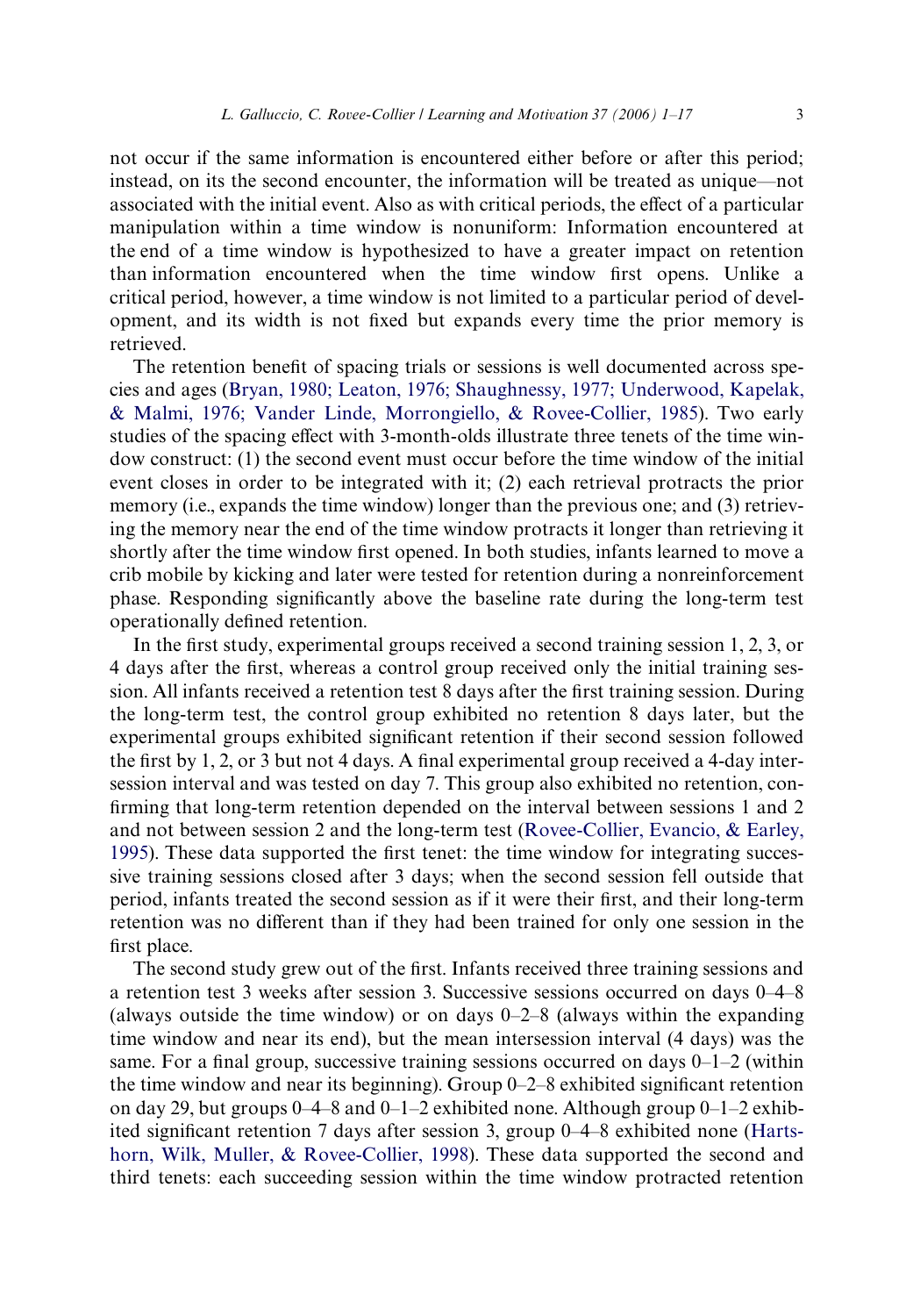not occur if the same information is encountered either before or after this period; instead, on its the second encounter, the information will be treated as unique—not associated with the initial event. Also as with critical periods, the effect of a particular manipulation within a time window is nonuniform: Information encountered at the end of a time window is hypothesized to have a greater impact on retention than information encountered when the time window first opens. Unlike a critical period, however, a time window is not limited to a particular period of development, and its width is not fixed but expands every time the prior memory is retrieved.

The retention benefit of spacing trials or sessions is well documented across species and ages (Bryan, 1980; Leaton, 1976; Shaughnessy, 1977; Underwood, Kapelak, & Malmi, 1976; Vander Linde, Morrongiello, & Rovee-Collier, 1985). Two early studies of the spacing effect with 3-month-olds illustrate three tenets of the time window construct: (1) the second event must occur before the time window of the initial event closes in order to be integrated with it; (2) each retrieval protracts the prior memory (i.e., expands the time window) longer than the previous one; and (3) retrieving the memory near the end of the time window protracts it longer than retrieving it shortly after the time window first opened. In both studies, infants learned to move a crib mobile by kicking and later were tested for retention during a nonreinforcement phase. Responding significantly above the baseline rate during the long-term test operationally defined retention.

In the first study, experimental groups received a second training session 1, 2, 3, or 4 days after the first, whereas a control group received only the initial training session. All infants received a retention test 8 days after the first training session. During the long-term test, the control group exhibited no retention 8 days later, but the experimental groups exhibited significant retention if their second session followed the first by 1, 2, or 3 but not 4 days. A final experimental group received a 4-day intersession interval and was tested on day 7. This group also exhibited no retention, confirming that long-term retention depended on the interval between sessions 1 and 2 and not between session 2 and the long-term test (Rovee-Collier, Evancio, & Earley, 1995). These data supported the first tenet: the time window for integrating successive training sessions closed after 3 days; when the second session fell outside that period, infants treated the second session as if it were their first, and their long-term retention was no different than if they had been trained for only one session in the first place.

The second study grew out of the first. Infants received three training sessions and a retention test 3 weeks after session 3. Successive sessions occurred on days 0–4–8 (always outside the time window) or on days 0–2–8 (always within the expanding time window and near its end), but the mean intersession interval (4 days) was the same. For a final group, successive training sessions occurred on days 0–1–2 (within the time window and near its beginning). Group 0–2–8 exhibited significant retention on day 29, but groups 0–4–8 and 0–1–2 exhibited none. Although group 0–1–2 exhibited significant retention 7 days after session 3, group 0–4–8 exhibited none (Hartshorn, Wilk, Muller, & Rovee-Collier, 1998). These data supported the second and third tenets: each succeeding session within the time window protracted retention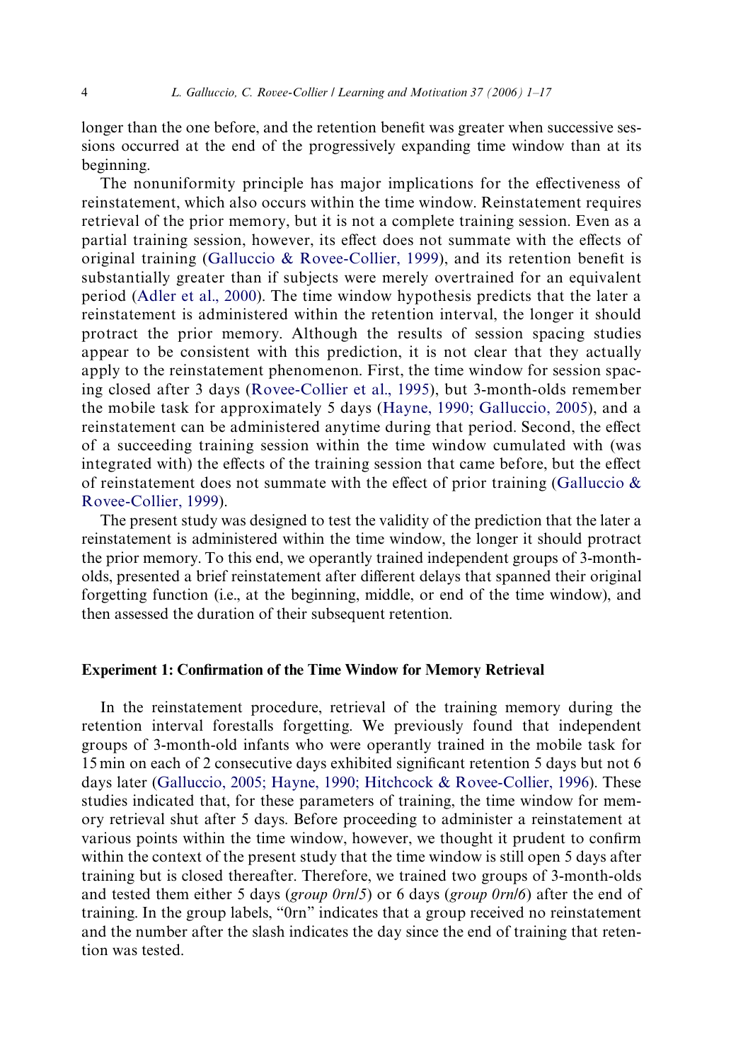longer than the one before, and the retention benefit was greater when successive sessions occurred at the end of the progressively expanding time window than at its beginning.

The nonuniformity principle has major implications for the effectiveness of reinstatement, which also occurs within the time window. Reinstatement requires retrieval of the prior memory, but it is not a complete training session. Even as a partial training session, however, its effect does not summate with the effects of original training (Galluccio & Rovee-Collier, 1999), and its retention benefit is substantially greater than if subjects were merely overtrained for an equivalent period (Adler et al., 2000). The time window hypothesis predicts that the later a reinstatement is administered within the retention interval, the longer it should protract the prior memory. Although the results of session spacing studies appear to be consistent with this prediction, it is not clear that they actually apply to the reinstatement phenomenon. First, the time window for session spacing closed after 3 days (Rovee-Collier et al., 1995), but 3-month-olds remember the mobile task for approximately 5 days (Hayne, 1990; Galluccio, 2005), and a reinstatement can be administered anytime during that period. Second, the effect of a succeeding training session within the time window cumulated with (was integrated with) the effects of the training session that came before, but the effect of reinstatement does not summate with the effect of prior training (Galluccio & Rovee-Collier, 1999).

The present study was designed to test the validity of the prediction that the later a reinstatement is administered within the time window, the longer it should protract the prior memory. To this end, we operantly trained independent groups of 3-month-olds, presented a brief reinstatement after different delays that spanned their original forgetting function (i.e., at the beginning, middle, or end of the time window), and then assessed the duration of their subsequent retention.

## Experiment 1: Confirmation of the Time Window for Memory Retrieval

In the reinstatement procedure, retrieval of the training memory during the retention interval forestalls forgetting. We previously found that independent groups of 3-month-old infants who were operantly trained in the mobile task for 15 min on each of 2 consecutive days exhibited significant retention 5 days but not 6 days later (Galluccio, 2005; Hayne, 1990; Hitchcock & Rovee-Collier, 1996). These studies indicated that, for these parameters of training, the time window for memory retrieval shut after 5 days. Before proceeding to administer a reinstatement at various points within the time window, however, we thought it prudent to confirm within the context of the present study that the time window is still open 5 days after training but is closed thereafter. Therefore, we trained two groups of 3-month-olds and tested them either 5 days (*group 0rn/5*) or 6 days (*group 0rn/6*) after the end of training. In the group labels, "0rn" indicates that a group received no reinstatement and the number after the slash indicates the day since the end of training that retention was tested.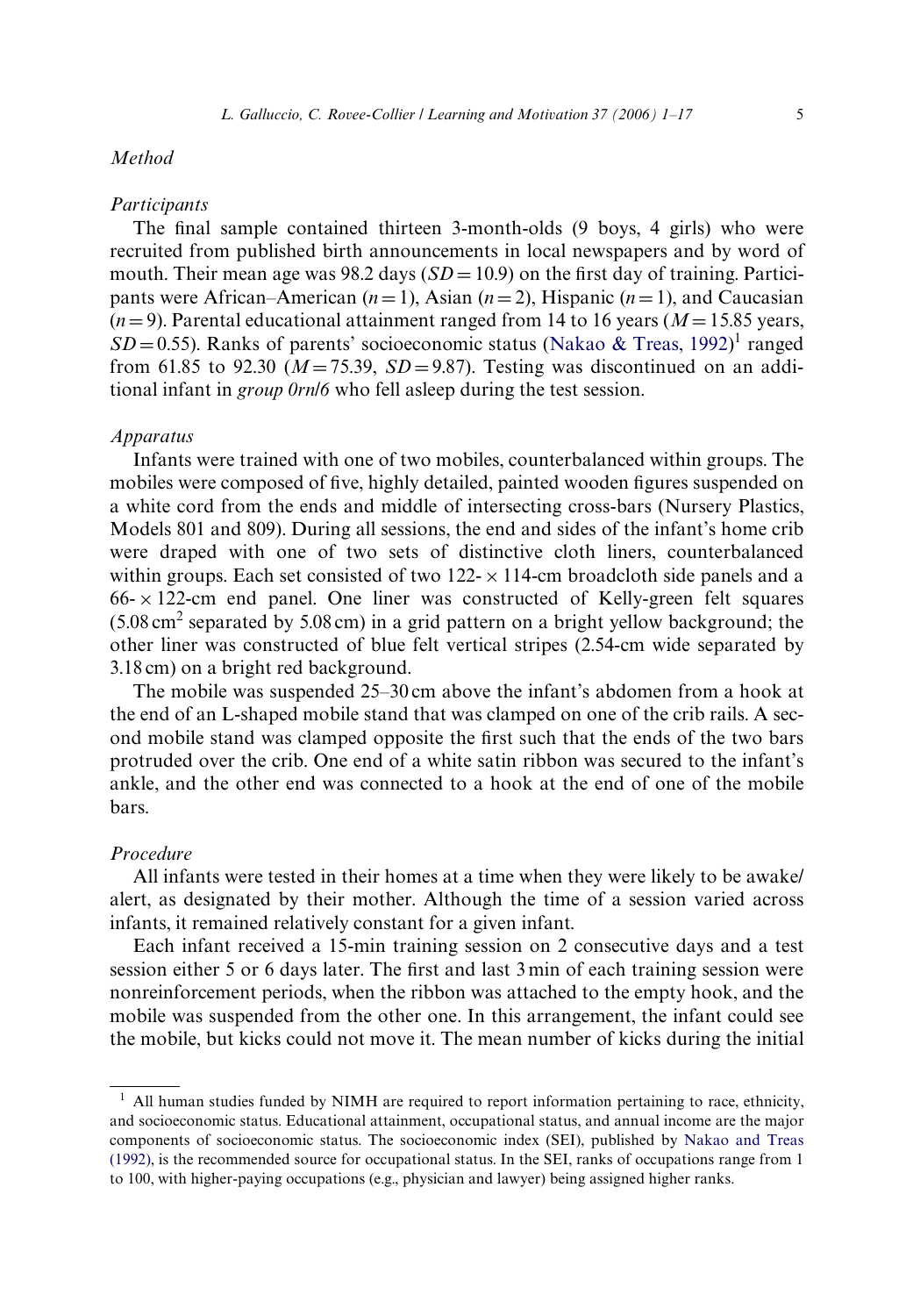## Method

### Participants

The final sample contained thirteen 3-month-olds (9 boys, 4 girls) who were recruited from published birth announcements in local newspapers and by word of mouth. Their mean age was 98.2 days ($SD = 10.9$) on the first day of training. Participants were African–American ($n = 1$), Asian ($n = 2$), Hispanic ($n = 1$), and Caucasian ($n = 9$). Parental educational attainment ranged from 14 to 16 years ($M = 15.85$ years, $SD = 0.55$). Ranks of parents' socioeconomic status (Nakao & Treas, 1992)[1] ranged from 61.85 to 92.30 ($M = 75.39$, $SD = 9.87$). Testing was discontinued on an additional infant in *group 0rn/6* who fell asleep during the test session.

### Apparatus

Infants were trained with one of two mobiles, counterbalanced within groups. The mobiles were composed of five, highly detailed, painted wooden figures suspended on a white cord from the ends and middle of intersecting cross-bars (Nursery Plastics, Models 801 and 809). During all sessions, the end and sides of the infant's home crib were draped with one of two sets of distinctive cloth liners, counterbalanced within groups. Each set consisted of two 122- × 114-cm broadcloth side panels and a 66- × 122-cm end panel. One liner was constructed of Kelly-green felt squares (5.08 $cm^2$ separated by 5.08 cm) in a grid pattern on a bright yellow background; the other liner was constructed of blue felt vertical stripes (2.54-cm wide separated by 3.18 cm) on a bright red background.

The mobile was suspended 25–30 cm above the infant's abdomen from a hook at the end of an L-shaped mobile stand that was clamped on one of the crib rails. A second mobile stand was clamped opposite the first such that the ends of the two bars protruded over the crib. One end of a white satin ribbon was secured to the infant's ankle, and the other end was connected to a hook at the end of one of the mobile bars.

### Procedure

All infants were tested in their homes at a time when they were likely to be awake/alert, as designated by their mother. Although the time of a session varied across infants, it remained relatively constant for a given infant.

Each infant received a 15-min training session on 2 consecutive days and a test session either 5 or 6 days later. The first and last 3 min of each training session were nonreinforcement periods, when the ribbon was attached to the empty hook, and the mobile was suspended from the other one. In this arrangement, the infant could see the mobile, but kicks could not move it. The mean number of kicks during the initial

---

[1] All human studies funded by NIMH are required to report information pertaining to race, ethnicity, and socioeconomic status. Educational attainment, occupational status, and annual income are the major components of socioeconomic status. The socioeconomic index (SEI), published by Nakao and Treas (1992), is the recommended source for occupational status. In the SEI, ranks of occupations range from 1 to 100, with higher-paying occupations (e.g., physician and lawyer) being assigned higher ranks.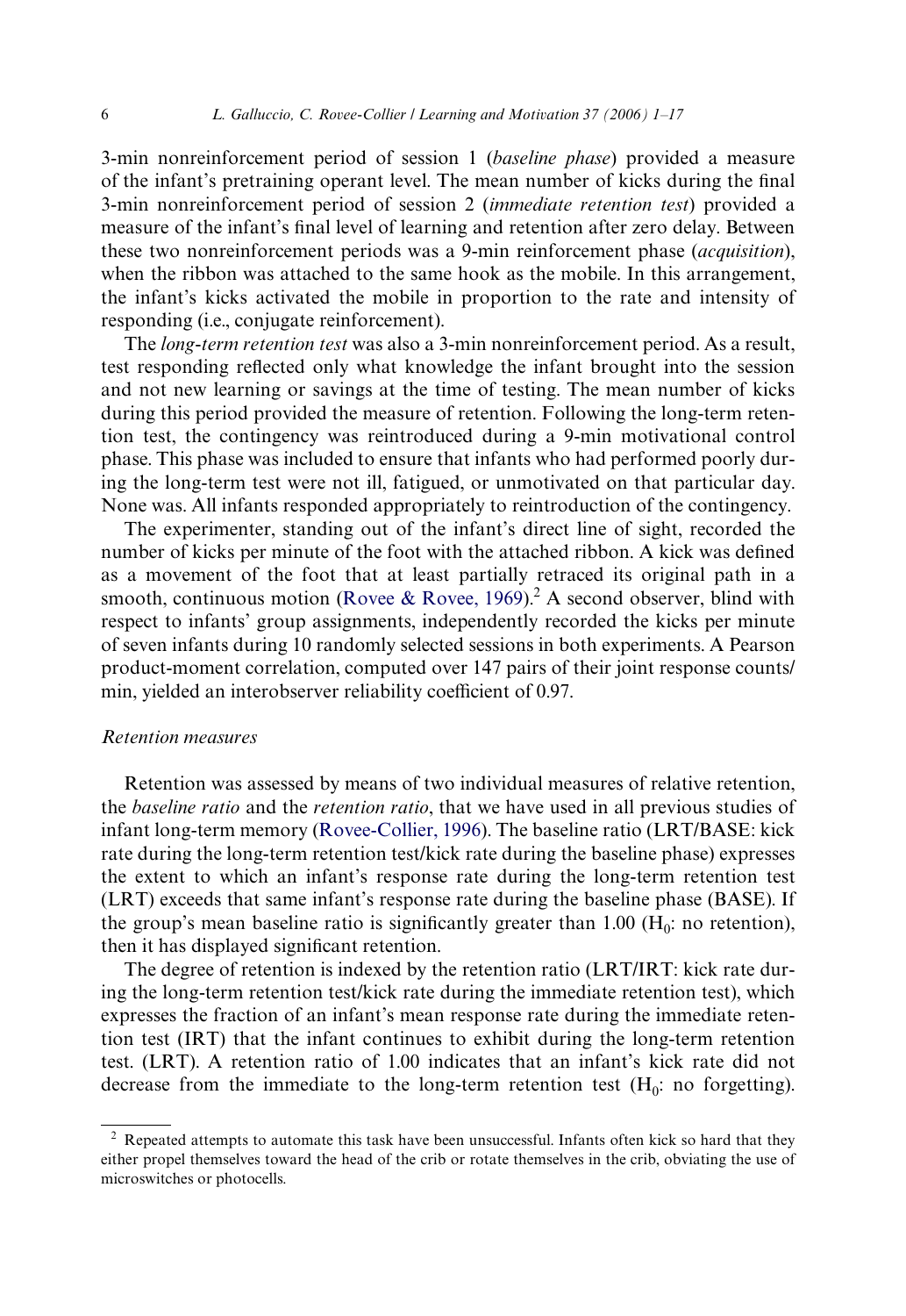3-min nonreinforcement period of session 1 (*baseline phase*) provided a measure of the infant's pretraining operant level. The mean number of kicks during the final 3-min nonreinforcement period of session 2 (*immediate retention test*) provided a measure of the infant's final level of learning and retention after zero delay. Between these two nonreinforcement periods was a 9-min reinforcement phase (*acquisition*), when the ribbon was attached to the same hook as the mobile. In this arrangement, the infant's kicks activated the mobile in proportion to the rate and intensity of responding (i.e., conjugate reinforcement).

The *long-term retention test* was also a 3-min nonreinforcement period. As a result, test responding reflected only what knowledge the infant brought into the session and not new learning or savings at the time of testing. The mean number of kicks during this period provided the measure of retention. Following the long-term retention test, the contingency was reintroduced during a 9-min motivational control phase. This phase was included to ensure that infants who had performed poorly during the long-term test were not ill, fatigued, or unmotivated on that particular day. None was. All infants responded appropriately to reintroduction of the contingency.

The experimenter, standing out of the infant's direct line of sight, recorded the number of kicks per minute of the foot with the attached ribbon. A kick was defined as a movement of the foot that at least partially retraced its original path in a smooth, continuous motion (Rovee & Rovee, 1969).[2] A second observer, blind with respect to infants' group assignments, independently recorded the kicks per minute of seven infants during 10 randomly selected sessions in both experiments. A Pearson product-moment correlation, computed over 147 pairs of their joint response counts/min, yielded an interobserver reliability coefficient of 0.97.

### *Retention measures*

Retention was assessed by means of two individual measures of relative retention, the *baseline ratio* and the *retention ratio*, that we have used in all previous studies of infant long-term memory (Rovee-Collier, 1996). The baseline ratio (LRT/BASE: kick rate during the long-term retention test/kick rate during the baseline phase) expresses the extent to which an infant's response rate during the long-term retention test (LRT) exceeds that same infant's response rate during the baseline phase (BASE). If the group's mean baseline ratio is significantly greater than 1.00 ($H_0$: no retention), then it has displayed significant retention.

The degree of retention is indexed by the retention ratio (LRT/IRT: kick rate during the long-term retention test/kick rate during the immediate retention test), which expresses the fraction of an infant's mean response rate during the immediate retention test (IRT) that the infant continues to exhibit during the long-term retention test. (LRT). A retention ratio of 1.00 indicates that an infant's kick rate did not decrease from the immediate to the long-term retention test ($H_0$: no forgetting).

[2] Repeated attempts to automate this task have been unsuccessful. Infants often kick so hard that they either propel themselves toward the head of the crib or rotate themselves in the crib, obviating the use of microswitches or photocells.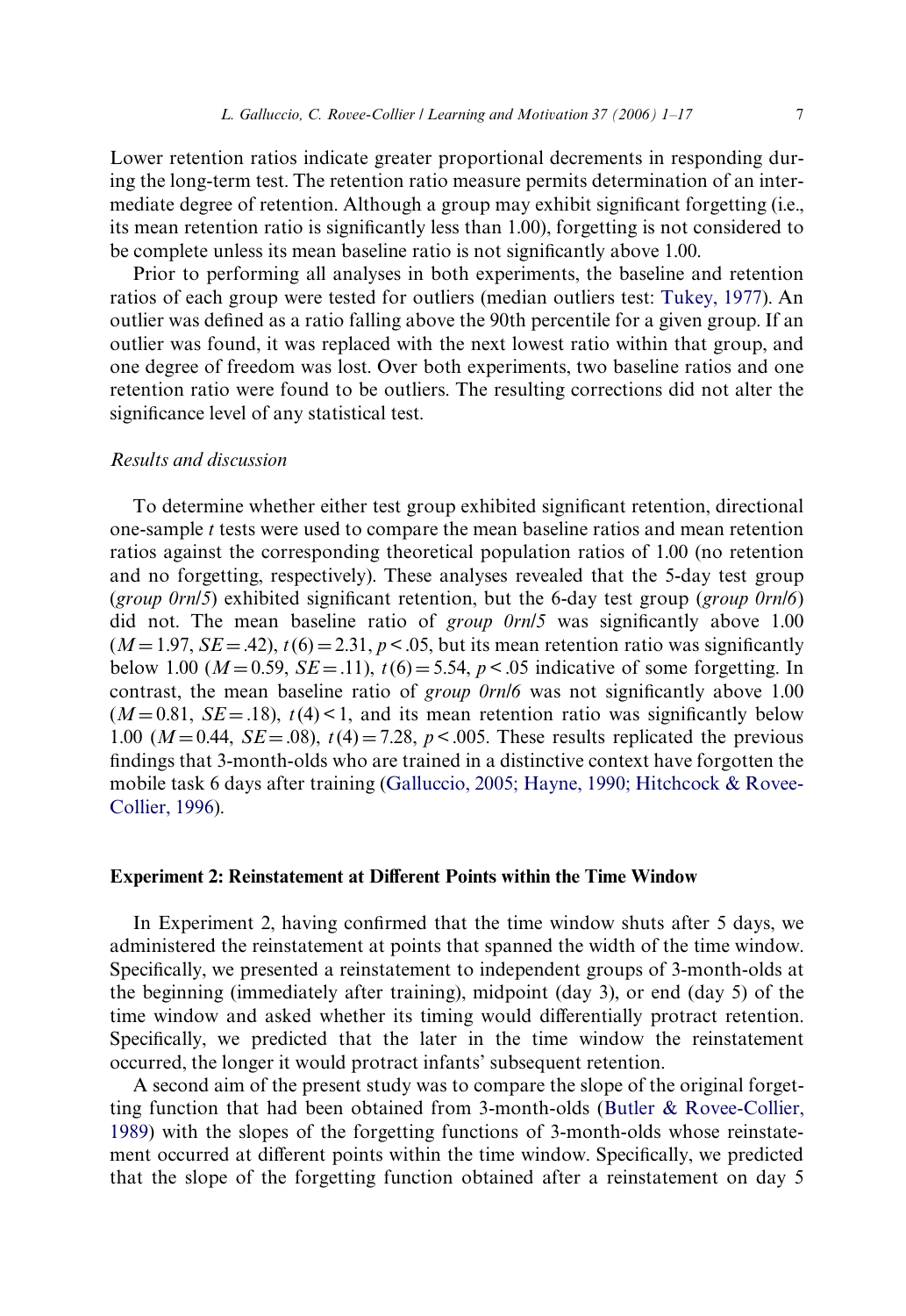Lower retention ratios indicate greater proportional decrements in responding during the long-term test. The retention ratio measure permits determination of an intermediate degree of retention. Although a group may exhibit significant forgetting (i.e., its mean retention ratio is significantly less than 1.00), forgetting is not considered to be complete unless its mean baseline ratio is not significantly above 1.00.

Prior to performing all analyses in both experiments, the baseline and retention ratios of each group were tested for outliers (median outliers test: Tukey, 1977). An outlier was defined as a ratio falling above the 90th percentile for a given group. If an outlier was found, it was replaced with the next lowest ratio within that group, and one degree of freedom was lost. Over both experiments, two baseline ratios and one retention ratio were found to be outliers. The resulting corrections did not alter the significance level of any statistical test.

### *Results and discussion*

To determine whether either test group exhibited significant retention, directional one-sample *t* tests were used to compare the mean baseline ratios and mean retention ratios against the corresponding theoretical population ratios of 1.00 (no retention and no forgetting, respectively). These analyses revealed that the 5-day test group (*group 0rn/5*) exhibited significant retention, but the 6-day test group (*group 0rn/6*) did not. The mean baseline ratio of *group 0rn/5* was significantly above 1.00 ($M = 1.97$, $SE = .42$), $t(6) = 2.31$, $p < .05$, but its mean retention ratio was significantly below 1.00 ($M = 0.59$, $SE = .11$), $t(6) = 5.54$, $p < .05$ indicative of some forgetting. In contrast, the mean baseline ratio of *group 0rn/6* was not significantly above 1.00 ($M = 0.81$, $SE = .18$), $t(4) < 1$, and its mean retention ratio was significantly below 1.00 ($M = 0.44$, $SE = .08$), $t(4) = 7.28$, $p < .005$. These results replicated the previous findings that 3-month-olds who are trained in a distinctive context have forgotten the mobile task 6 days after training (Galluccio, 2005; Hayne, 1990; Hitchcock & Rovee-Collier, 1996).

## Experiment 2: Reinstatement at Different Points within the Time Window

In Experiment 2, having confirmed that the time window shuts after 5 days, we administered the reinstatement at points that spanned the width of the time window. Specifically, we presented a reinstatement to independent groups of 3-month-olds at the beginning (immediately after training), midpoint (day 3), or end (day 5) of the time window and asked whether its timing would differentially protract retention. Specifically, we predicted that the later in the time window the reinstatement occurred, the longer it would protract infants' subsequent retention.

A second aim of the present study was to compare the slope of the original forgetting function that had been obtained from 3-month-olds (Butler & Rovee-Collier, 1989) with the slopes of the forgetting functions of 3-month-olds whose reinstatement occurred at different points within the time window. Specifically, we predicted that the slope of the forgetting function obtained after a reinstatement on day 5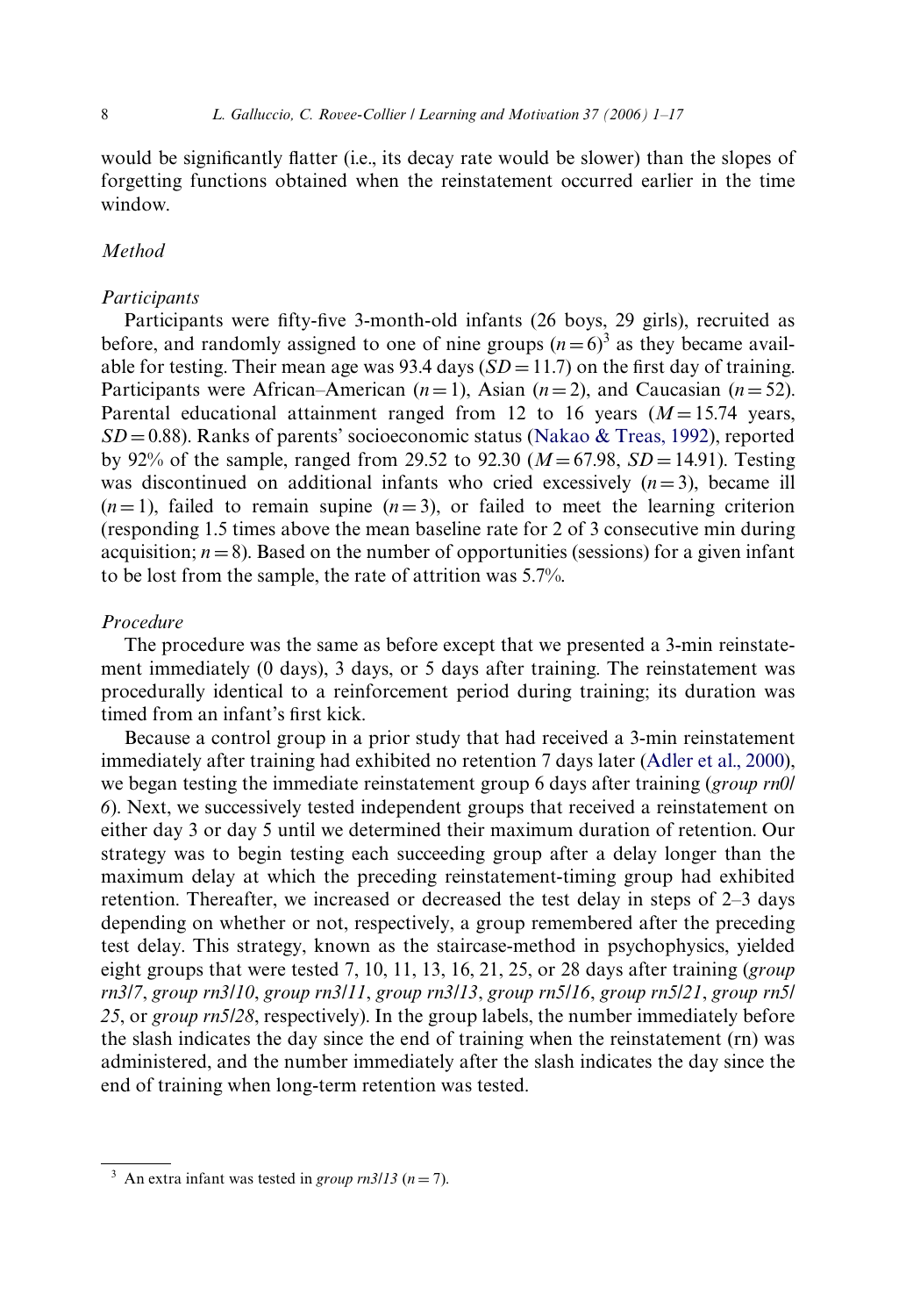would be significantly flatter (i.e., its decay rate would be slower) than the slopes of forgetting functions obtained when the reinstatement occurred earlier in the time window.

## *Method*

### *Participants*

Participants were fifty-five 3-month-old infants (26 boys, 29 girls), recruited as before, and randomly assigned to one of nine groups ($n = 6$)[3] as they became available for testing. Their mean age was 93.4 days ($SD = 11.7$) on the first day of training. Participants were African–American ($n = 1$), Asian ($n = 2$), and Caucasian ($n = 52$). Parental educational attainment ranged from 12 to 16 years ($M = 15.74$ years, $SD = 0.88$). Ranks of parents' socioeconomic status (Nakao & Treas, 1992), reported by 92% of the sample, ranged from 29.52 to 92.30 ($M = 67.98$, $SD = 14.91$). Testing was discontinued on additional infants who cried excessively ($n = 3$), became ill ($n = 1$), failed to remain supine ($n = 3$), or failed to meet the learning criterion (responding 1.5 times above the mean baseline rate for 2 of 3 consecutive min during acquisition; $n = 8$). Based on the number of opportunities (sessions) for a given infant to be lost from the sample, the rate of attrition was 5.7%.

### *Procedure*

The procedure was the same as before except that we presented a 3-min reinstatement immediately (0 days), 3 days, or 5 days after training. The reinstatement was procedurally identical to a reinforcement period during training; its duration was timed from an infant's first kick.

Because a control group in a prior study that had received a 3-min reinstatement immediately after training had exhibited no retention 7 days later (Adler et al., 2000), we began testing the immediate reinstatement group 6 days after training (*group rn0/6*). Next, we successively tested independent groups that received a reinstatement on either day 3 or day 5 until we determined their maximum duration of retention. Our strategy was to begin testing each succeeding group after a delay longer than the maximum delay at which the preceding reinstatement-timing group had exhibited retention. Thereafter, we increased or decreased the test delay in steps of 2–3 days depending on whether or not, respectively, a group remembered after the preceding test delay. This strategy, known as the staircase-method in psychophysics, yielded eight groups that were tested 7, 10, 11, 13, 16, 21, 25, or 28 days after training (*group rn3/7*, *group rn3/10*, *group rn3/11*, *group rn3/13*, *group rn5/16*, *group rn5/21*, *group rn5/25*, or *group rn5/28*, respectively). In the group labels, the number immediately before the slash indicates the day since the end of training when the reinstatement (rn) was administered, and the number immediately after the slash indicates the day since the end of training when long-term retention was tested.

---

[3] An extra infant was tested in *group rn3/13* ($n = 7$).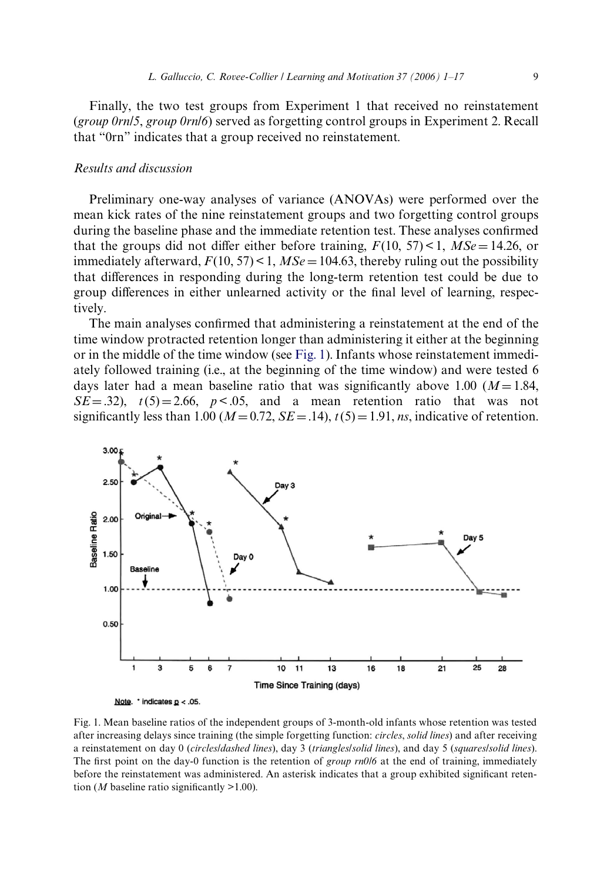Finally, the two test groups from Experiment 1 that received no reinstatement (*group 0rn/5*, *group 0rn/6*) served as forgetting control groups in Experiment 2. Recall that "0rn" indicates that a group received no reinstatement.

## *Results and discussion*

Preliminary one-way analyses of variance (ANOVAs) were performed over the mean kick rates of the nine reinstatement groups and two forgetting control groups during the baseline phase and the immediate retention test. These analyses confirmed that the groups did not differ either before training, $F(10, 57) < 1$, $MSe = 14.26$, or immediately afterward, $F(10, 57) < 1$, $MSe = 104.63$, thereby ruling out the possibility that differences in responding during the long-term retention test could be due to group differences in either unlearned activity or the final level of learning, respectively.

The main analyses confirmed that administering a reinstatement at the end of the time window protracted retention longer than administering it either at the beginning or in the middle of the time window (see Fig. 1). Infants whose reinstatement immediately followed training (i.e., at the beginning of the time window) and were tested 6 days later had a mean baseline ratio that was significantly above 1.00 ($M = 1.84$, $SE = .32$), $t(5) = 2.66$, $p < .05$, and a mean retention ratio that was not significantly less than 1.00 ($M = 0.72$, $SE = .14$), $t(5) = 1.91$, *ns*, indicative of retention.

Note. * indicates $p < .05$.

Fig. 1. Mean baseline ratios of the independent groups of 3-month-old infants whose retention was tested after increasing delays since training (the simple forgetting function: *circles*, *solid lines*) and after receiving a reinstatement on day 0 (*circles/dashed lines*), day 3 (*triangles/solid lines*), and day 5 (*squares/solid lines*). The first point on the day-0 function is the retention of *group rn0/6* at the end of training, immediately before the reinstatement was administered. An asterisk indicates that a group exhibited significant retention (*M* baseline ratio significantly >1.00).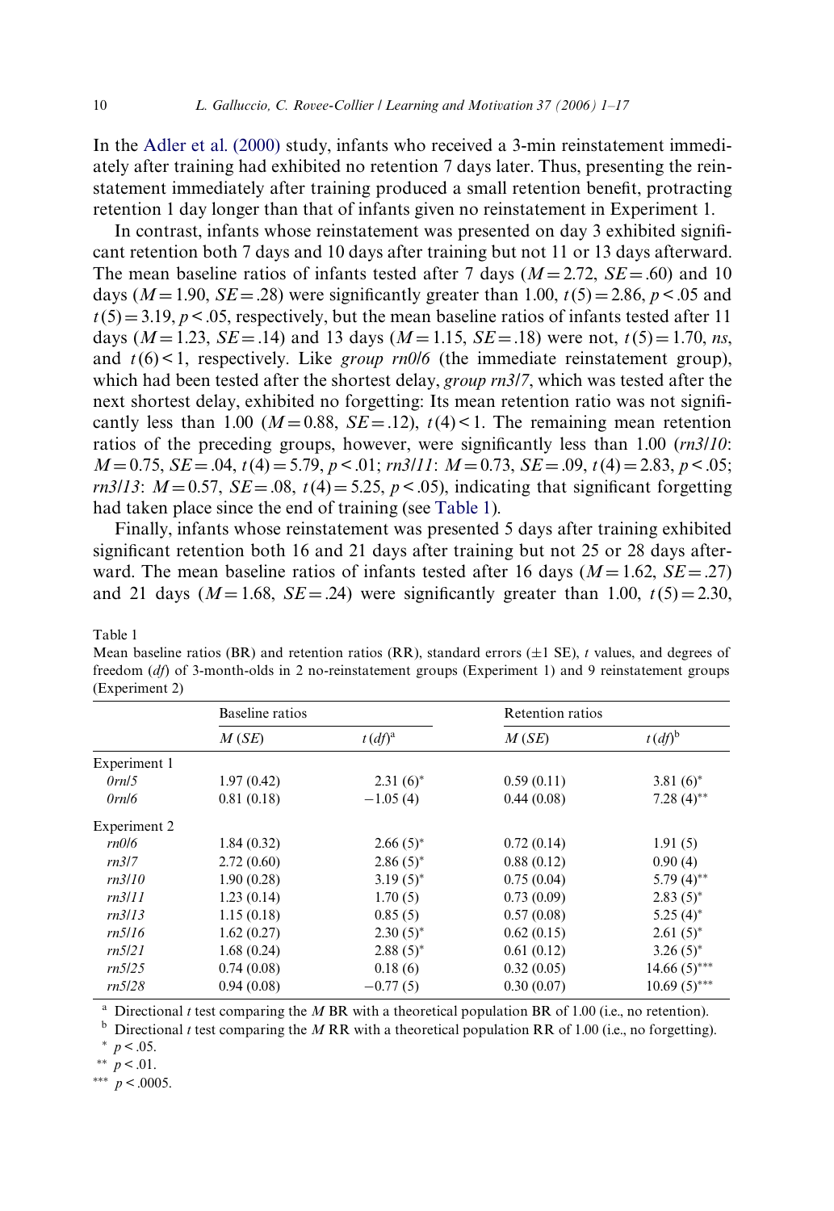In the Adler et al. (2000) study, infants who received a 3-min reinstatement immediately after training had exhibited no retention 7 days later. Thus, presenting the reinstatement immediately after training produced a small retention benefit, protracting retention 1 day longer than that of infants given no reinstatement in Experiment 1.

In contrast, infants whose reinstatement was presented on day 3 exhibited significant retention both 7 days and 10 days after training but not 11 or 13 days afterward. The mean baseline ratios of infants tested after 7 days ($M = 2.72$, $SE = .60$) and 10 days ($M = 1.90$, $SE = .28$) were significantly greater than 1.00, $t(5) = 2.86$, $p < .05$ and $t(5) = 3.19$, $p < .05$, respectively, but the mean baseline ratios of infants tested after 11 days ($M = 1.23$, $SE = .14$) and 13 days ($M = 1.15$, $SE = .18$) were not, $t(5) = 1.70$, *ns*, and $t(6) < 1$, respectively. Like *group rn0/6* (the immediate reinstatement group), which had been tested after the shortest delay, *group rn3/7*, which was tested after the next shortest delay, exhibited no forgetting: Its mean retention ratio was not significantly less than 1.00 ($M = 0.88$, $SE = .12$), $t(4) < 1$. The remaining mean retention ratios of the preceding groups, however, were significantly less than 1.00 (*rn3/10*: $M = 0.75$, $SE = .04$, $t(4) = 5.79$, $p < .01$; *rn3/11*: $M = 0.73$, $SE = .09$, $t(4) = 2.83$, $p < .05$; *rn3/13*: $M = 0.57$, $SE = .08$, $t(4) = 5.25$, $p < .05$), indicating that significant forgetting had taken place since the end of training (see Table 1).

Finally, infants whose reinstatement was presented 5 days after training exhibited significant retention both 16 and 21 days after training but not 25 or 28 days afterward. The mean baseline ratios of infants tested after 16 days ($M = 1.62$, $SE = .27$) and 21 days ($M = 1.68$, $SE = .24$) were significantly greater than 1.00, $t(5) = 2.30$,

Table 1
Mean baseline ratios (BR) and retention ratios (RR), standard errors (±1 SE), *t* values, and degrees of freedom (*df*) of 3-month-olds in 2 no-reinstatement groups (Experiment 1) and 9 reinstatement groups (Experiment 2)

| | Baseline ratios | | Retention ratios | |
|---|---|---|---|---|
| | *M* (*SE*) | *t* (*df*)[a] | *M* (*SE*) | *t* (*df*)[b] |
| Experiment 1 | | | | |
| *0rn/5* | 1.97 (0.42) | 2.31 (6)* | 0.59 (0.11) | 3.81 (6)* |
| *0rn/6* | 0.81 (0.18) | −1.05 (4) | 0.44 (0.08) | 7.28 (4)** |
| Experiment 2 | | | | |
| *rn0/6* | 1.84 (0.32) | 2.66 (5)* | 0.72 (0.14) | 1.91 (5) |
| *rn3/7* | 2.72 (0.60) | 2.86 (5)* | 0.88 (0.12) | 0.90 (4) |
| *rn3/10* | 1.90 (0.28) | 3.19 (5)* | 0.75 (0.04) | 5.79 (4)** |
| *rn3/11* | 1.23 (0.14) | 1.70 (5) | 0.73 (0.09) | 2.83 (5)* |
| *rn3/13* | 1.15 (0.18) | 0.85 (5) | 0.57 (0.08) | 5.25 (4)* |
| *rn5/16* | 1.62 (0.27) | 2.30 (5)* | 0.62 (0.15) | 2.61 (5)* |
| *rn5/21* | 1.68 (0.24) | 2.88 (5)* | 0.61 (0.12) | 3.26 (5)* |
| *rn5/25* | 0.74 (0.08) | 0.18 (6) | 0.32 (0.05) | 14.66 (5)*** |
| *rn5/28* | 0.94 (0.08) | −0.77 (5) | 0.30 (0.07) | 10.69 (5)*** |

[a] Directional *t* test comparing the *M* BR with a theoretical population BR of 1.00 (i.e., no retention).
[b] Directional *t* test comparing the *M* RR with a theoretical population RR of 1.00 (i.e., no forgetting).
* $p < .05$.
** $p < .01$.
*** $p < .0005$.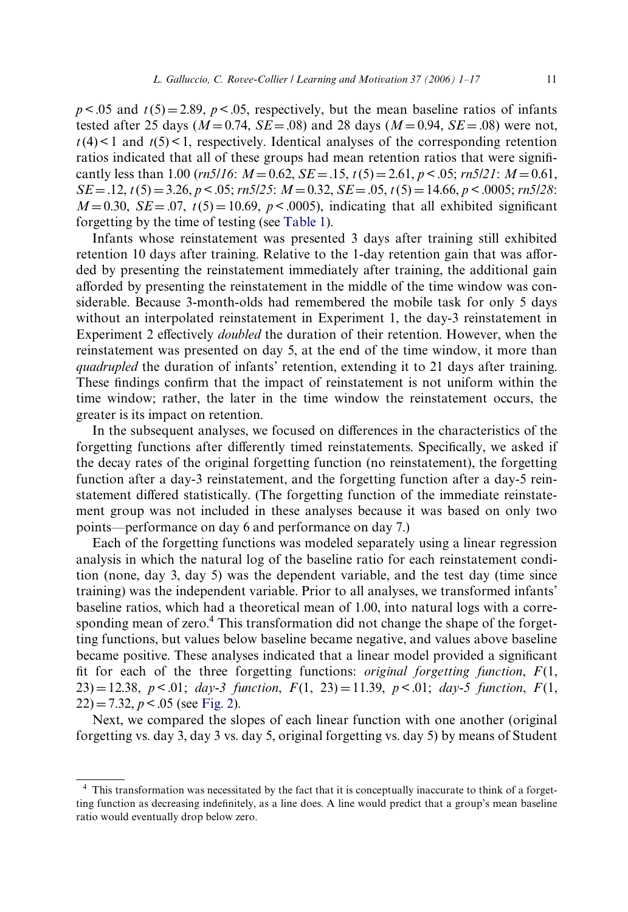$p < .05$ and $t(5) = 2.89$, $p < .05$, respectively, but the mean baseline ratios of infants tested after 25 days ($M = 0.74$, $SE = .08$) and 28 days ($M = 0.94$, $SE = .08$) were not, $t(4) < 1$ and $t(5) < 1$, respectively. Identical analyses of the corresponding retention ratios indicated that all of these groups had mean retention ratios that were significantly less than 1.00 (*rn5/16*: $M = 0.62$, $SE = .15$, $t(5) = 2.61$, $p < .05$; *rn5/21*: $M = 0.61$, $SE = .12$, $t(5) = 3.26$, $p < .05$; *rn5/25*: $M = 0.32$, $SE = .05$, $t(5) = 14.66$, $p < .0005$; *rn5/28*: $M = 0.30$, $SE = .07$, $t(5) = 10.69$, $p < .0005$), indicating that all exhibited significant forgetting by the time of testing (see Table 1).

Infants whose reinstatement was presented 3 days after training still exhibited retention 10 days after training. Relative to the 1-day retention gain that was afforded by presenting the reinstatement immediately after training, the additional gain afforded by presenting the reinstatement in the middle of the time window was considerable. Because 3-month-olds had remembered the mobile task for only 5 days without an interpolated reinstatement in Experiment 1, the day-3 reinstatement in Experiment 2 effectively *doubled* the duration of their retention. However, when the reinstatement was presented on day 5, at the end of the time window, it more than *quadrupled* the duration of infants' retention, extending it to 21 days after training. These findings confirm that the impact of reinstatement is not uniform within the time window; rather, the later in the time window the reinstatement occurs, the greater is its impact on retention.

In the subsequent analyses, we focused on differences in the characteristics of the forgetting functions after differently timed reinstatements. Specifically, we asked if the decay rates of the original forgetting function (no reinstatement), the forgetting function after a day-3 reinstatement, and the forgetting function after a day-5 reinstatement differed statistically. (The forgetting function of the immediate reinstatement group was not included in these analyses because it was based on only two points—performance on day 6 and performance on day 7.)

Each of the forgetting functions was modeled separately using a linear regression analysis in which the natural log of the baseline ratio for each reinstatement condition (none, day 3, day 5) was the dependent variable, and the test day (time since training) was the independent variable. Prior to all analyses, we transformed infants' baseline ratios, which had a theoretical mean of 1.00, into natural logs with a corresponding mean of zero.[4] This transformation did not change the shape of the forgetting functions, but values below baseline became negative, and values above baseline became positive. These analyses indicated that a linear model provided a significant fit for each of the three forgetting functions: *original forgetting function*, $F(1, 23) = 12.38$, $p < .01$; *day-3 function*, $F(1, 23) = 11.39$, $p < .01$; *day-5 function*, $F(1, 22) = 7.32$, $p < .05$ (see Fig. 2).

Next, we compared the slopes of each linear function with one another (original forgetting vs. day 3, day 3 vs. day 5, original forgetting vs. day 5) by means of Student

---

[4] This transformation was necessitated by the fact that it is conceptually inaccurate to think of a forgetting function as decreasing indefinitely, as a line does. A line would predict that a group's mean baseline ratio would eventually drop below zero.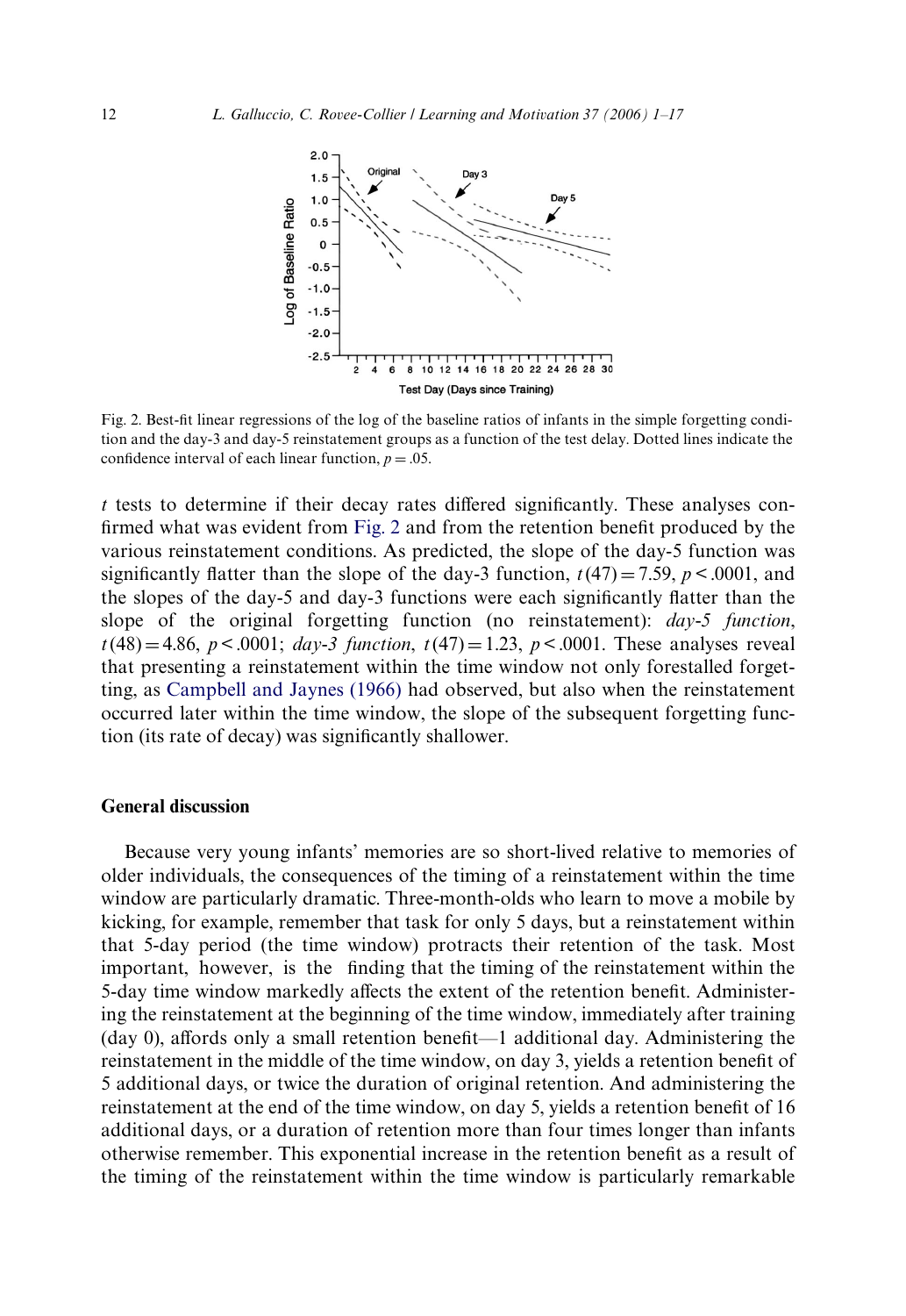Fig. 2. Best-fit linear regressions of the log of the baseline ratios of infants in the simple forgetting condition and the day-3 and day-5 reinstatement groups as a function of the test delay. Dotted lines indicate the confidence interval of each linear function, $p = .05$.

$t$ tests to determine if their decay rates differed significantly. These analyses confirmed what was evident from Fig. 2 and from the retention benefit produced by the various reinstatement conditions. As predicted, the slope of the day-5 function was significantly flatter than the slope of the day-3 function, $t(47) = 7.59$, $p < .0001$, and the slopes of the day-5 and day-3 functions were each significantly flatter than the slope of the original forgetting function (no reinstatement): *day-5 function*, $t(48) = 4.86$, $p < .0001$; *day-3 function*, $t(47) = 1.23$, $p < .0001$. These analyses reveal that presenting a reinstatement within the time window not only forestalled forgetting, as Campbell and Jaynes (1966) had observed, but also when the reinstatement occurred later within the time window, the slope of the subsequent forgetting function (its rate of decay) was significantly shallower.

## General discussion

Because very young infants' memories are so short-lived relative to memories of older individuals, the consequences of the timing of a reinstatement within the time window are particularly dramatic. Three-month-olds who learn to move a mobile by kicking, for example, remember that task for only 5 days, but a reinstatement within that 5-day period (the time window) protracts their retention of the task. Most important, however, is the finding that the timing of the reinstatement within the 5-day time window markedly affects the extent of the retention benefit. Administering the reinstatement at the beginning of the time window, immediately after training (day 0), affords only a small retention benefit—1 additional day. Administering the reinstatement in the middle of the time window, on day 3, yields a retention benefit of 5 additional days, or twice the duration of original retention. And administering the reinstatement at the end of the time window, on day 5, yields a retention benefit of 16 additional days, or a duration of retention more than four times longer than infants otherwise remember. This exponential increase in the retention benefit as a result of the timing of the reinstatement within the time window is particularly remarkable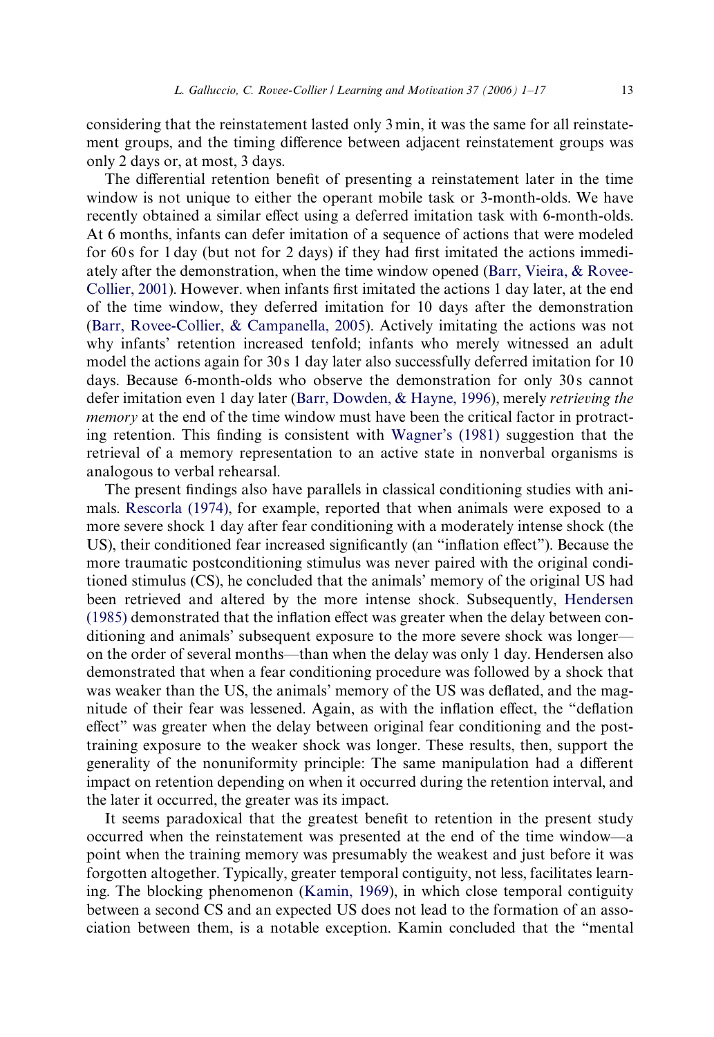considering that the reinstatement lasted only 3 min, it was the same for all reinstatement groups, and the timing difference between adjacent reinstatement groups was only 2 days or, at most, 3 days.

The differential retention benefit of presenting a reinstatement later in the time window is not unique to either the operant mobile task or 3-month-olds. We have recently obtained a similar effect using a deferred imitation task with 6-month-olds. At 6 months, infants can defer imitation of a sequence of actions that were modeled for 60 s for 1 day (but not for 2 days) if they had first imitated the actions immediately after the demonstration, when the time window opened (Barr, Vieira, & Rovee-Collier, 2001). However. when infants first imitated the actions 1 day later, at the end of the time window, they deferred imitation for 10 days after the demonstration (Barr, Rovee-Collier, & Campanella, 2005). Actively imitating the actions was not why infants' retention increased tenfold; infants who merely witnessed an adult model the actions again for 30 s 1 day later also successfully deferred imitation for 10 days. Because 6-month-olds who observe the demonstration for only 30 s cannot defer imitation even 1 day later (Barr, Dowden, & Hayne, 1996), merely *retrieving the memory* at the end of the time window must have been the critical factor in protracting retention. This finding is consistent with Wagner's (1981) suggestion that the retrieval of a memory representation to an active state in nonverbal organisms is analogous to verbal rehearsal.

The present findings also have parallels in classical conditioning studies with animals. Rescorla (1974), for example, reported that when animals were exposed to a more severe shock 1 day after fear conditioning with a moderately intense shock (the US), their conditioned fear increased significantly (an "inflation effect"). Because the more traumatic postconditioning stimulus was never paired with the original conditioned stimulus (CS), he concluded that the animals' memory of the original US had been retrieved and altered by the more intense shock. Subsequently, Hendersen (1985) demonstrated that the inflation effect was greater when the delay between conditioning and animals' subsequent exposure to the more severe shock was longer—on the order of several months—than when the delay was only 1 day. Hendersen also demonstrated that when a fear conditioning procedure was followed by a shock that was weaker than the US, the animals' memory of the US was deflated, and the magnitude of their fear was lessened. Again, as with the inflation effect, the "deflation effect" was greater when the delay between original fear conditioning and the post-training exposure to the weaker shock was longer. These results, then, support the generality of the nonuniformity principle: The same manipulation had a different impact on retention depending on when it occurred during the retention interval, and the later it occurred, the greater was its impact.

It seems paradoxical that the greatest benefit to retention in the present study occurred when the reinstatement was presented at the end of the time window—a point when the training memory was presumably the weakest and just before it was forgotten altogether. Typically, greater temporal contiguity, not less, facilitates learning. The blocking phenomenon (Kamin, 1969), in which close temporal contiguity between a second CS and an expected US does not lead to the formation of an association between them, is a notable exception. Kamin concluded that the "mental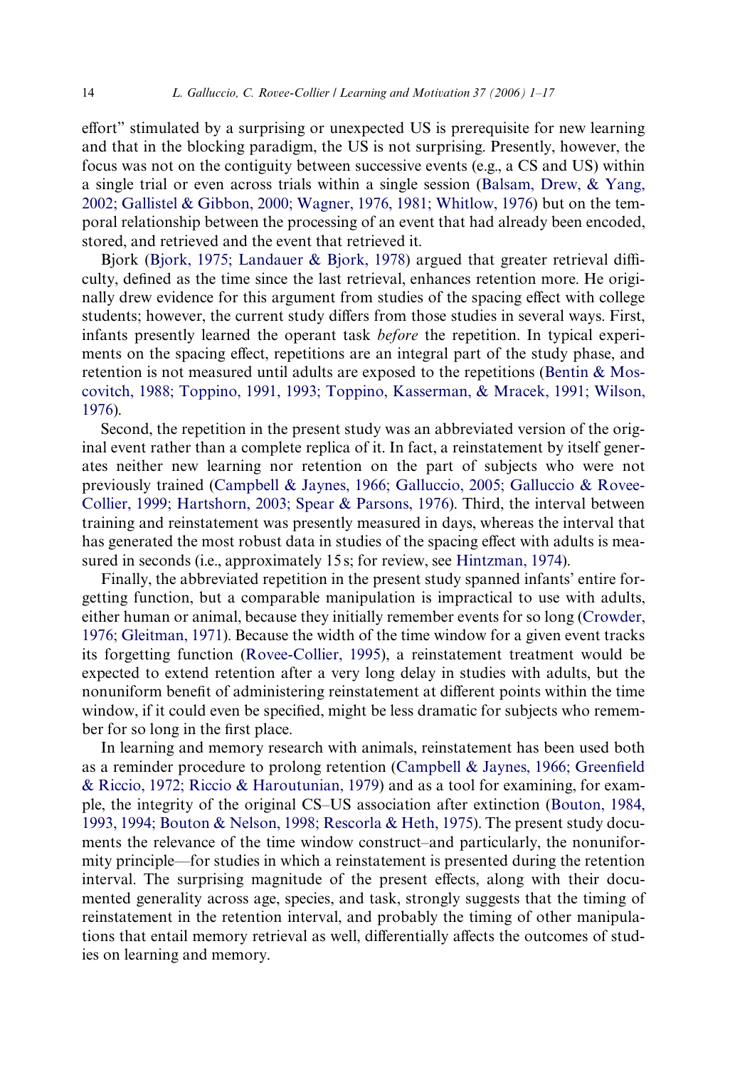effort" stimulated by a surprising or unexpected US is prerequisite for new learning and that in the blocking paradigm, the US is not surprising. Presently, however, the focus was not on the contiguity between successive events (e.g., a CS and US) within a single trial or even across trials within a single session (Balsam, Drew, & Yang, 2002; Gallistel & Gibbon, 2000; Wagner, 1976, 1981; Whitlow, 1976) but on the temporal relationship between the processing of an event that had already been encoded, stored, and retrieved and the event that retrieved it.

Bjork (Bjork, 1975; Landauer & Bjork, 1978) argued that greater retrieval difficulty, defined as the time since the last retrieval, enhances retention more. He originally drew evidence for this argument from studies of the spacing effect with college students; however, the current study differs from those studies in several ways. First, infants presently learned the operant task *before* the repetition. In typical experiments on the spacing effect, repetitions are an integral part of the study phase, and retention is not measured until adults are exposed to the repetitions (Bentin & Moscovitch, 1988; Toppino, 1991, 1993; Toppino, Kasserman, & Mracek, 1991; Wilson, 1976).

Second, the repetition in the present study was an abbreviated version of the original event rather than a complete replica of it. In fact, a reinstatement by itself generates neither new learning nor retention on the part of subjects who were not previously trained (Campbell & Jaynes, 1966; Galluccio, 2005; Galluccio & Rovee-Collier, 1999; Hartshorn, 2003; Spear & Parsons, 1976). Third, the interval between training and reinstatement was presently measured in days, whereas the interval that has generated the most robust data in studies of the spacing effect with adults is measured in seconds (i.e., approximately 15 s; for review, see Hintzman, 1974).

Finally, the abbreviated repetition in the present study spanned infants' entire forgetting function, but a comparable manipulation is impractical to use with adults, either human or animal, because they initially remember events for so long (Crowder, 1976; Gleitman, 1971). Because the width of the time window for a given event tracks its forgetting function (Rovee-Collier, 1995), a reinstatement treatment would be expected to extend retention after a very long delay in studies with adults, but the nonuniform benefit of administering reinstatement at different points within the time window, if it could even be specified, might be less dramatic for subjects who remember for so long in the first place.

In learning and memory research with animals, reinstatement has been used both as a reminder procedure to prolong retention (Campbell & Jaynes, 1966; Greenfield & Riccio, 1972; Riccio & Haroutunian, 1979) and as a tool for examining, for example, the integrity of the original CS–US association after extinction (Bouton, 1984, 1993, 1994; Bouton & Nelson, 1998; Rescorla & Heth, 1975). The present study documents the relevance of the time window construct–and particularly, the nonuniformity principle—for studies in which a reinstatement is presented during the retention interval. The surprising magnitude of the present effects, along with their documented generality across age, species, and task, strongly suggests that the timing of reinstatement in the retention interval, and probably the timing of other manipulations that entail memory retrieval as well, differentially affects the outcomes of studies on learning and memory.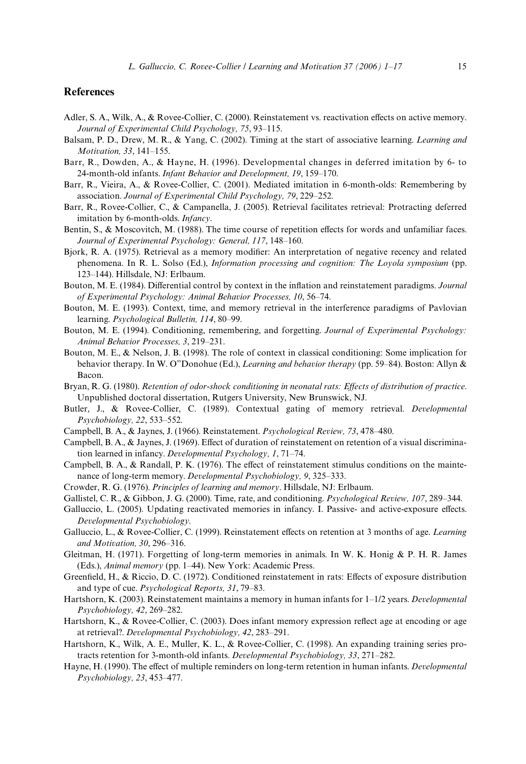## References

Adler, S. A., Wilk, A., & Rovee-Collier, C. (2000). Reinstatement vs. reactivation effects on active memory. *Journal of Experimental Child Psychology, 75*, 93–115.

Balsam, P. D., Drew, M. R., & Yang, C. (2002). Timing at the start of associative learning. *Learning and Motivation, 33*, 141–155.

Barr, R., Dowden, A., & Hayne, H. (1996). Developmental changes in deferred imitation by 6- to 24-month-old infants. *Infant Behavior and Development, 19*, 159–170.

Barr, R., Vieira, A., & Rovee-Collier, C. (2001). Mediated imitation in 6-month-olds: Remembering by association. *Journal of Experimental Child Psychology, 79*, 229–252.

Barr, R., Rovee-Collier, C., & Campanella, J. (2005). Retrieval facilitates retrieval: Protracting deferred imitation by 6-month-olds. *Infancy*.

Bentin, S., & Moscovitch, M. (1988). The time course of repetition effects for words and unfamiliar faces. *Journal of Experimental Psychology: General, 117*, 148–160.

Bjork, R. A. (1975). Retrieval as a memory modifier: An interpretation of negative recency and related phenomena. In R. L. Solso (Ed.), *Information processing and cognition: The Loyola symposium* (pp. 123–144). Hillsdale, NJ: Erlbaum.

Bouton, M. E. (1984). Differential control by context in the inflation and reinstatement paradigms. *Journal of Experimental Psychology: Animal Behavior Processes, 10*, 56–74.

Bouton, M. E. (1993). Context, time, and memory retrieval in the interference paradigms of Pavlovian learning. *Psychological Bulletin, 114*, 80–99.

Bouton, M. E. (1994). Conditioning, remembering, and forgetting. *Journal of Experimental Psychology: Animal Behavior Processes, 3*, 219–231.

Bouton, M. E., & Nelson, J. B. (1998). The role of context in classical conditioning: Some implication for behavior therapy. In W. O''Donohue (Ed.), *Learning and behavior therapy* (pp. 59–84). Boston: Allyn & Bacon.

Bryan, R. G. (1980). *Retention of odor-shock conditioning in neonatal rats: Effects of distribution of practice*. Unpublished doctoral dissertation, Rutgers University, New Brunswick, NJ.

Butler, J., & Rovee-Collier, C. (1989). Contextual gating of memory retrieval. *Developmental Psychobiology, 22*, 533–552.

Campbell, B. A., & Jaynes, J. (1966). Reinstatement. *Psychological Review, 73*, 478–480.

Campbell, B. A., & Jaynes, J. (1969). Effect of duration of reinstatement on retention of a visual discrimination learned in infancy. *Developmental Psychology, 1*, 71–74.

Campbell, B. A., & Randall, P. K. (1976). The effect of reinstatement stimulus conditions on the maintenance of long-term memory. *Developmental Psychobiology, 9*, 325–333.

Crowder, R. G. (1976). *Principles of learning and memory*. Hillsdale, NJ: Erlbaum.

Gallistel, C. R., & Gibbon, J. G. (2000). Time, rate, and conditioning. *Psychological Review, 107*, 289–344.

Galluccio, L. (2005). Updating reactivated memories in infancy. I. Passive- and active-exposure effects. *Developmental Psychobiology*.

Galluccio, L., & Rovee-Collier, C. (1999). Reinstatement effects on retention at 3 months of age. *Learning and Motivation, 30*, 296–316.

Gleitman, H. (1971). Forgetting of long-term memories in animals. In W. K. Honig & P. H. R. James (Eds.), *Animal memory* (pp. 1–44). New York: Academic Press.

Greenfield, H., & Riccio, D. C. (1972). Conditioned reinstatement in rats: Effects of exposure distribution and type of cue. *Psychological Reports, 31*, 79–83.

Hartshorn, K. (2003). Reinstatement maintains a memory in human infants for 1–1/2 years. *Developmental Psychobiology, 42*, 269–282.

Hartshorn, K., & Rovee-Collier, C. (2003). Does infant memory expression reflect age at encoding or age at retrieval?. *Developmental Psychobiology, 42*, 283–291.

Hartshorn, K., Wilk, A. E., Muller, K. L., & Rovee-Collier, C. (1998). An expanding training series protracts retention for 3-month-old infants. *Developmental Psychobiology, 33*, 271–282.

Hayne, H. (1990). The effect of multiple reminders on long-term retention in human infants. *Developmental Psychobiology, 23*, 453–477.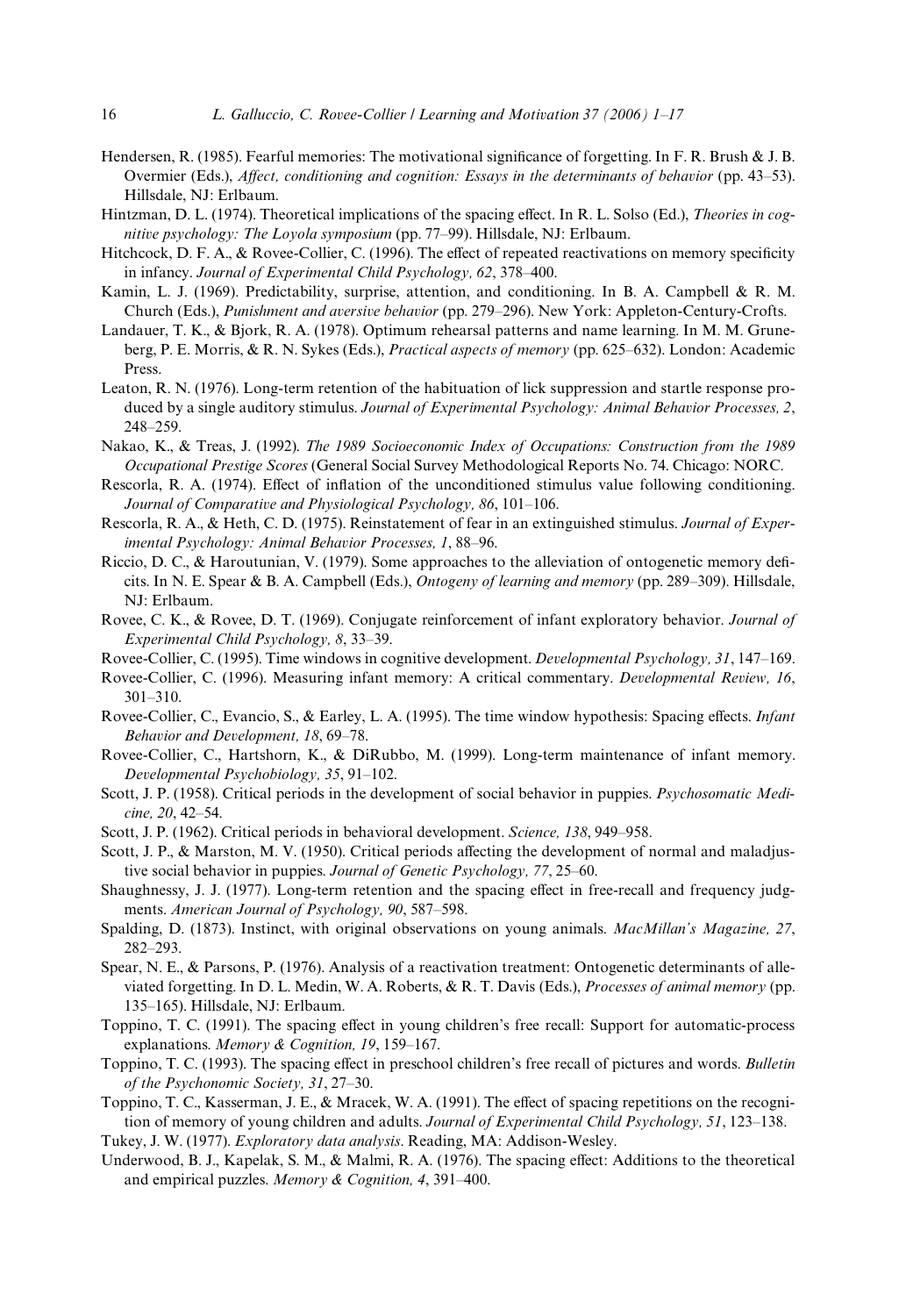Hendersen, R. (1985). Fearful memories: The motivational significance of forgetting. In F. R. Brush & J. B. Overmier (Eds.), *Affect, conditioning and cognition: Essays in the determinants of behavior* (pp. 43–53). Hillsdale, NJ: Erlbaum.

Hintzman, D. L. (1974). Theoretical implications of the spacing effect. In R. L. Solso (Ed.), *Theories in cognitive psychology: The Loyola symposium* (pp. 77–99). Hillsdale, NJ: Erlbaum.

Hitchcock, D. F. A., & Rovee-Collier, C. (1996). The effect of repeated reactivations on memory specificity in infancy. *Journal of Experimental Child Psychology, 62*, 378–400.

Kamin, L. J. (1969). Predictability, surprise, attention, and conditioning. In B. A. Campbell & R. M. Church (Eds.), *Punishment and aversive behavior* (pp. 279–296). New York: Appleton-Century-Crofts.

Landauer, T. K., & Bjork, R. A. (1978). Optimum rehearsal patterns and name learning. In M. M. Gruneberg, P. E. Morris, & R. N. Sykes (Eds.), *Practical aspects of memory* (pp. 625–632). London: Academic Press.

Leaton, R. N. (1976). Long-term retention of the habituation of lick suppression and startle response produced by a single auditory stimulus. *Journal of Experimental Psychology: Animal Behavior Processes, 2*, 248–259.

Nakao, K., & Treas, J. (1992). *The 1989 Socioeconomic Index of Occupations: Construction from the 1989 Occupational Prestige Scores* (General Social Survey Methodological Reports No. 74. Chicago: NORC.

Rescorla, R. A. (1974). Effect of inflation of the unconditioned stimulus value following conditioning. *Journal of Comparative and Physiological Psychology, 86*, 101–106.

Rescorla, R. A., & Heth, C. D. (1975). Reinstatement of fear in an extinguished stimulus. *Journal of Experimental Psychology: Animal Behavior Processes, 1*, 88–96.

Riccio, D. C., & Haroutunian, V. (1979). Some approaches to the alleviation of ontogenetic memory deficits. In N. E. Spear & B. A. Campbell (Eds.), *Ontogeny of learning and memory* (pp. 289–309). Hillsdale, NJ: Erlbaum.

Rovee, C. K., & Rovee, D. T. (1969). Conjugate reinforcement of infant exploratory behavior. *Journal of Experimental Child Psychology, 8*, 33–39.

Rovee-Collier, C. (1995). Time windows in cognitive development. *Developmental Psychology, 31*, 147–169.

Rovee-Collier, C. (1996). Measuring infant memory: A critical commentary. *Developmental Review, 16*, 301–310.

Rovee-Collier, C., Evancio, S., & Earley, L. A. (1995). The time window hypothesis: Spacing effects. *Infant Behavior and Development, 18*, 69–78.

Rovee-Collier, C., Hartshorn, K., & DiRubbo, M. (1999). Long-term maintenance of infant memory. *Developmental Psychobiology, 35*, 91–102.

Scott, J. P. (1958). Critical periods in the development of social behavior in puppies. *Psychosomatic Medicine, 20*, 42–54.

Scott, J. P. (1962). Critical periods in behavioral development. *Science, 138*, 949–958.

Scott, J. P., & Marston, M. V. (1950). Critical periods affecting the development of normal and maladjustive social behavior in puppies. *Journal of Genetic Psychology, 77*, 25–60.

Shaughnessy, J. J. (1977). Long-term retention and the spacing effect in free-recall and frequency judgments. *American Journal of Psychology, 90*, 587–598.

Spalding, D. (1873). Instinct, with original observations on young animals. *MacMillan's Magazine, 27*, 282–293.

Spear, N. E., & Parsons, P. (1976). Analysis of a reactivation treatment: Ontogenetic determinants of alleviated forgetting. In D. L. Medin, W. A. Roberts, & R. T. Davis (Eds.), *Processes of animal memory* (pp. 135–165). Hillsdale, NJ: Erlbaum.

Toppino, T. C. (1991). The spacing effect in young children's free recall: Support for automatic-process explanations. *Memory & Cognition, 19*, 159–167.

Toppino, T. C. (1993). The spacing effect in preschool children's free recall of pictures and words. *Bulletin of the Psychonomic Society, 31*, 27–30.

Toppino, T. C., Kasserman, J. E., & Mracek, W. A. (1991). The effect of spacing repetitions on the recognition of memory of young children and adults. *Journal of Experimental Child Psychology, 51*, 123–138.

Tukey, J. W. (1977). *Exploratory data analysis*. Reading, MA: Addison-Wesley.

Underwood, B. J., Kapelak, S. M., & Malmi, R. A. (1976). The spacing effect: Additions to the theoretical and empirical puzzles. *Memory & Cognition, 4*, 391–400.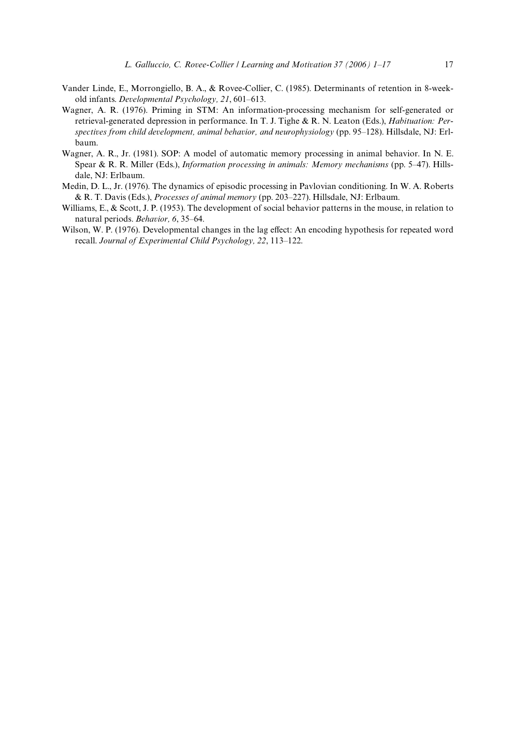Vander Linde, E., Morrongiello, B. A., & Rovee-Collier, C. (1985). Determinants of retention in 8-week-old infants. *Developmental Psychology, 21*, 601–613.

Wagner, A. R. (1976). Priming in STM: An information-processing mechanism for self-generated or retrieval-generated depression in performance. In T. J. Tighe & R. N. Leaton (Eds.), *Habituation: Perspectives from child development, animal behavior, and neurophysiology* (pp. 95–128). Hillsdale, NJ: Erlbaum.

Wagner, A. R., Jr. (1981). SOP: A model of automatic memory processing in animal behavior. In N. E. Spear & R. R. Miller (Eds.), *Information processing in animals: Memory mechanisms* (pp. 5–47). Hillsdale, NJ: Erlbaum.

Medin, D. L., Jr. (1976). The dynamics of episodic processing in Pavlovian conditioning. In W. A. Roberts & R. T. Davis (Eds.), *Processes of animal memory* (pp. 203–227). Hillsdale, NJ: Erlbaum.

Williams, E., & Scott, J. P. (1953). The development of social behavior patterns in the mouse, in relation to natural periods. *Behavior, 6*, 35–64.

Wilson, W. P. (1976). Developmental changes in the lag effect: An encoding hypothesis for repeated word recall. *Journal of Experimental Child Psychology, 22*, 113–122.